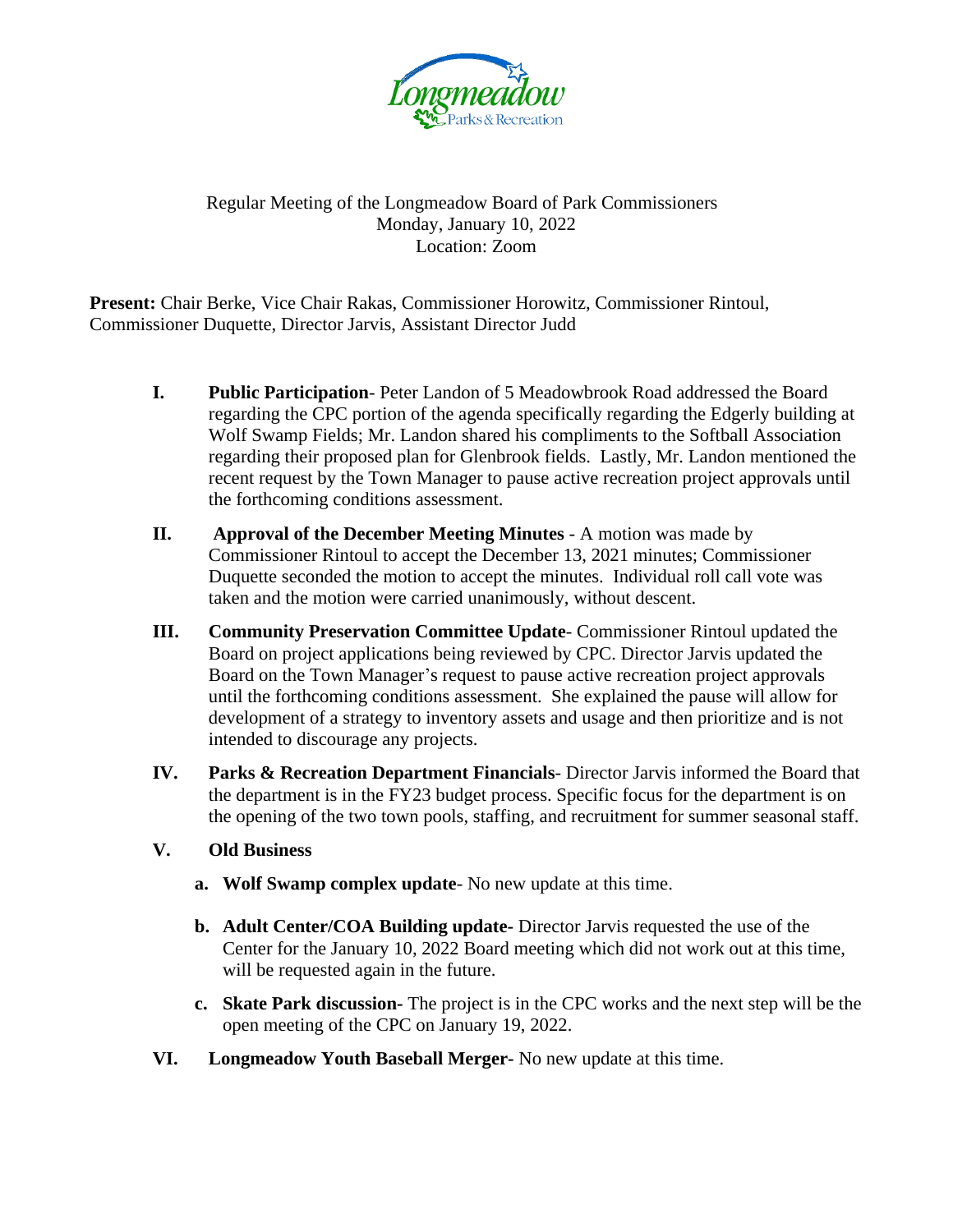Regular Meeting of the Longmeadow Board of Park Commissioners
Monday, January 10, 2022
Location: Zoom

**Present:** Chair Berke, Vice Chair Rakas, Commissioner Horowitz, Commissioner Rintoul, Commissioner Duquette, Director Jarvis, Assistant Director Judd

**I. Public Participation**- Peter Landon of 5 Meadowbrook Road addressed the Board regarding the CPC portion of the agenda specifically regarding the Edgerly building at Wolf Swamp Fields; Mr. Landon shared his compliments to the Softball Association regarding their proposed plan for Glenbrook fields. Lastly, Mr. Landon mentioned the recent request by the Town Manager to pause active recreation project approvals until the forthcoming conditions assessment.

**II. Approval of the December Meeting Minutes** - A motion was made by Commissioner Rintoul to accept the December 13, 2021 minutes; Commissioner Duquette seconded the motion to accept the minutes. Individual roll call vote was taken and the motion were carried unanimously, without descent.

**III. Community Preservation Committee Update**- Commissioner Rintoul updated the Board on project applications being reviewed by CPC. Director Jarvis updated the Board on the Town Manager's request to pause active recreation project approvals until the forthcoming conditions assessment. She explained the pause will allow for development of a strategy to inventory assets and usage and then prioritize and is not intended to discourage any projects.

**IV. Parks & Recreation Department Financials**- Director Jarvis informed the Board that the department is in the FY23 budget process. Specific focus for the department is on the opening of the two town pools, staffing, and recruitment for summer seasonal staff.

**V. Old Business**

- **a. Wolf Swamp complex update**- No new update at this time.
- **b. Adult Center/COA Building update-** Director Jarvis requested the use of the Center for the January 10, 2022 Board meeting which did not work out at this time, will be requested again in the future.
- **c. Skate Park discussion-** The project is in the CPC works and the next step will be the open meeting of the CPC on January 19, 2022.

**VI. Longmeadow Youth Baseball Merger-** No new update at this time.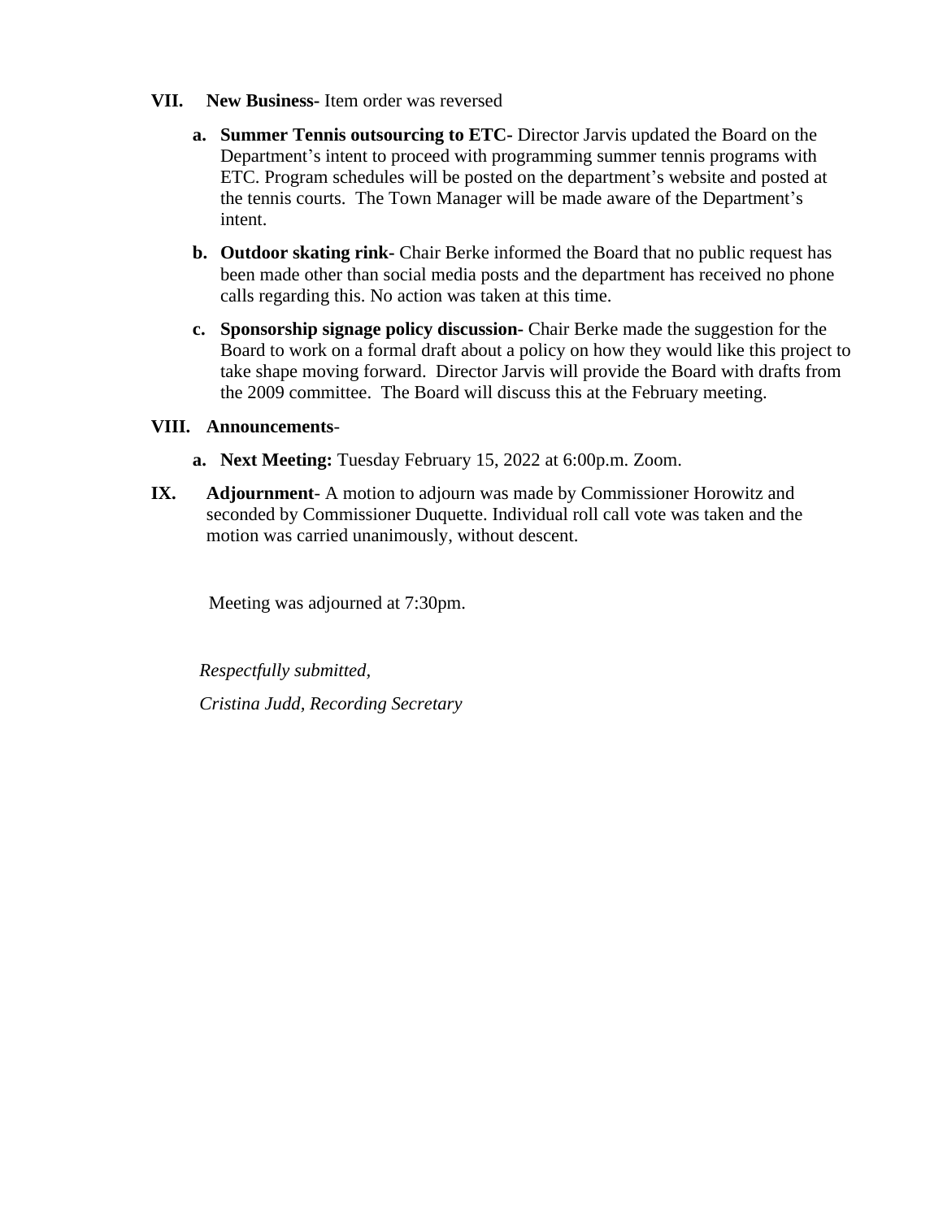**VII. New Business-** Item order was reversed

a. **Summer Tennis outsourcing to ETC-** Director Jarvis updated the Board on the Department's intent to proceed with programming summer tennis programs with ETC. Program schedules will be posted on the department's website and posted at the tennis courts. The Town Manager will be made aware of the Department's intent.

b. **Outdoor skating rink-** Chair Berke informed the Board that no public request has been made other than social media posts and the department has received no phone calls regarding this. No action was taken at this time.

c. **Sponsorship signage policy discussion-** Chair Berke made the suggestion for the Board to work on a formal draft about a policy on how they would like this project to take shape moving forward. Director Jarvis will provide the Board with drafts from the 2009 committee. The Board will discuss this at the February meeting.

**VIII. Announcements**-

a. **Next Meeting:** Tuesday February 15, 2022 at 6:00p.m. Zoom.

**IX. Adjournment**- A motion to adjourn was made by Commissioner Horowitz and seconded by Commissioner Duquette. Individual roll call vote was taken and the motion was carried unanimously, without descent.

Meeting was adjourned at 7:30pm.

*Respectfully submitted,*

*Cristina Judd, Recording Secretary*